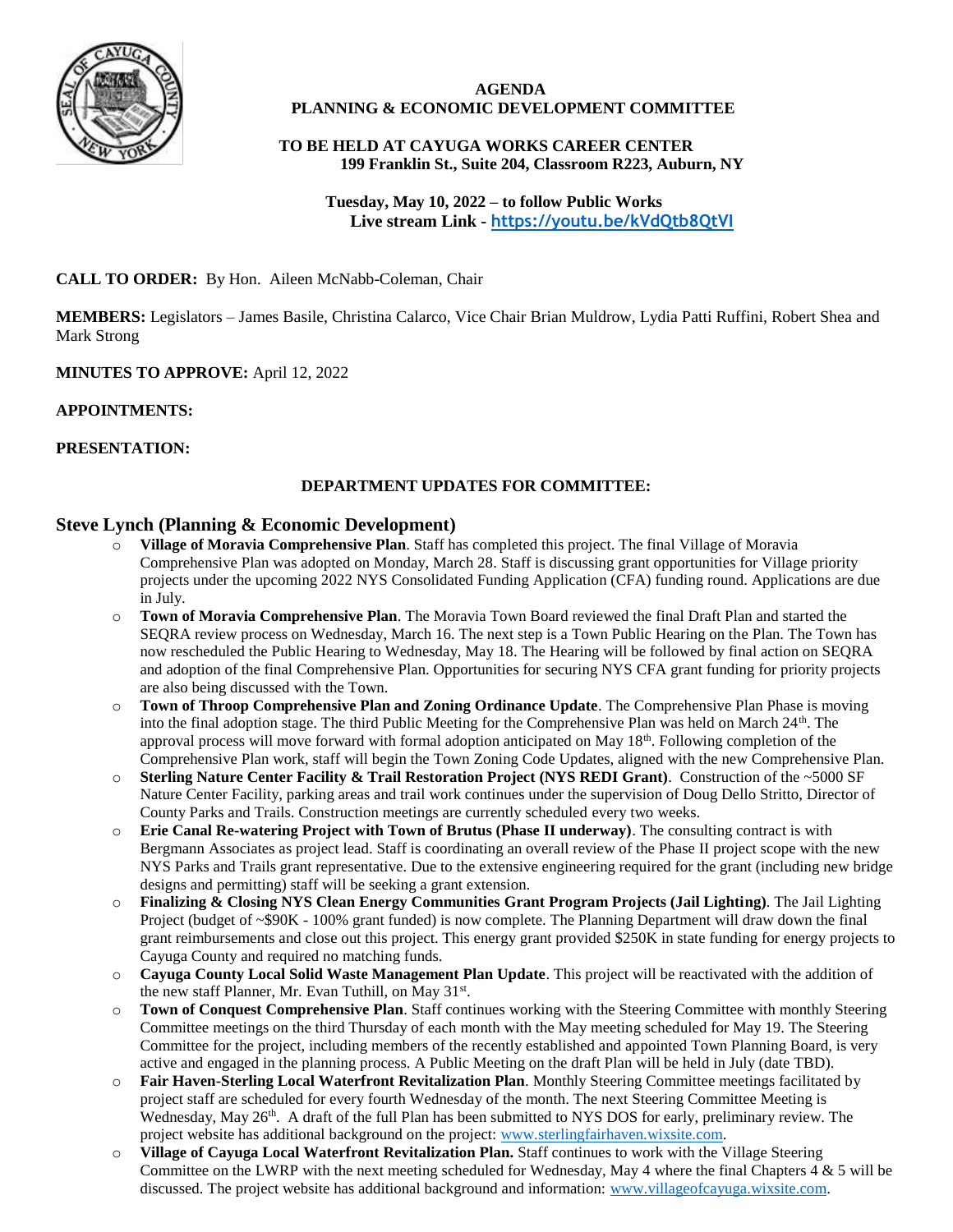**AGENDA**
**PLANNING & ECONOMIC DEVELOPMENT COMMITTEE**

**TO BE HELD AT CAYUGA WORKS CAREER CENTER**
**199 Franklin St., Suite 204, Classroom R223, Auburn, NY**

**Tuesday, May 10, 2022 – to follow Public Works**
**Live stream Link - https://youtu.be/kVdQtb8QtVI**

**CALL TO ORDER:** By Hon. Aileen McNabb-Coleman, Chair

**MEMBERS:** Legislators – James Basile, Christina Calarco, Vice Chair Brian Muldrow, Lydia Patti Ruffini, Robert Shea and Mark Strong

**MINUTES TO APPROVE:** April 12, 2022

**APPOINTMENTS:**

**PRESENTATION:**

**DEPARTMENT UPDATES FOR COMMITTEE:**

## Steve Lynch (Planning & Economic Development)

- **Village of Moravia Comprehensive Plan**. Staff has completed this project. The final Village of Moravia Comprehensive Plan was adopted on Monday, March 28. Staff is discussing grant opportunities for Village priority projects under the upcoming 2022 NYS Consolidated Funding Application (CFA) funding round. Applications are due in July.
- **Town of Moravia Comprehensive Plan**. The Moravia Town Board reviewed the final Draft Plan and started the SEQRA review process on Wednesday, March 16. The next step is a Town Public Hearing on the Plan. The Town has now rescheduled the Public Hearing to Wednesday, May 18. The Hearing will be followed by final action on SEQRA and adoption of the final Comprehensive Plan. Opportunities for securing NYS CFA grant funding for priority projects are also being discussed with the Town.
- **Town of Throop Comprehensive Plan and Zoning Ordinance Update**. The Comprehensive Plan Phase is moving into the final adoption stage. The third Public Meeting for the Comprehensive Plan was held on March 24th. The approval process will move forward with formal adoption anticipated on May 18th. Following completion of the Comprehensive Plan work, staff will begin the Town Zoning Code Updates, aligned with the new Comprehensive Plan.
- **Sterling Nature Center Facility & Trail Restoration Project (NYS REDI Grant)**. Construction of the ~5000 SF Nature Center Facility, parking areas and trail work continues under the supervision of Doug Dello Stritto, Director of County Parks and Trails. Construction meetings are currently scheduled every two weeks.
- **Erie Canal Re-watering Project with Town of Brutus (Phase II underway)**. The consulting contract is with Bergmann Associates as project lead. Staff is coordinating an overall review of the Phase II project scope with the new NYS Parks and Trails grant representative. Due to the extensive engineering required for the grant (including new bridge designs and permitting) staff will be seeking a grant extension.
- **Finalizing & Closing NYS Clean Energy Communities Grant Program Projects (Jail Lighting)**. The Jail Lighting Project (budget of ~$90K - 100% grant funded) is now complete. The Planning Department will draw down the final grant reimbursements and close out this project. This energy grant provided $250K in state funding for energy projects to Cayuga County and required no matching funds.
- **Cayuga County Local Solid Waste Management Plan Update**. This project will be reactivated with the addition of the new staff Planner, Mr. Evan Tuthill, on May 31st.
- **Town of Conquest Comprehensive Plan**. Staff continues working with the Steering Committee with monthly Steering Committee meetings on the third Thursday of each month with the May meeting scheduled for May 19. The Steering Committee for the project, including members of the recently established and appointed Town Planning Board, is very active and engaged in the planning process. A Public Meeting on the draft Plan will be held in July (date TBD).
- **Fair Haven-Sterling Local Waterfront Revitalization Plan**. Monthly Steering Committee meetings facilitated by project staff are scheduled for every fourth Wednesday of the month. The next Steering Committee Meeting is Wednesday, May 26th. A draft of the full Plan has been submitted to NYS DOS for early, preliminary review. The project website has additional background on the project: www.sterlingfairhaven.wixsite.com.
- **Village of Cayuga Local Waterfront Revitalization Plan.** Staff continues to work with the Village Steering Committee on the LWRP with the next meeting scheduled for Wednesday, May 4 where the final Chapters 4 & 5 will be discussed. The project website has additional background and information: www.villageofcayuga.wixsite.com.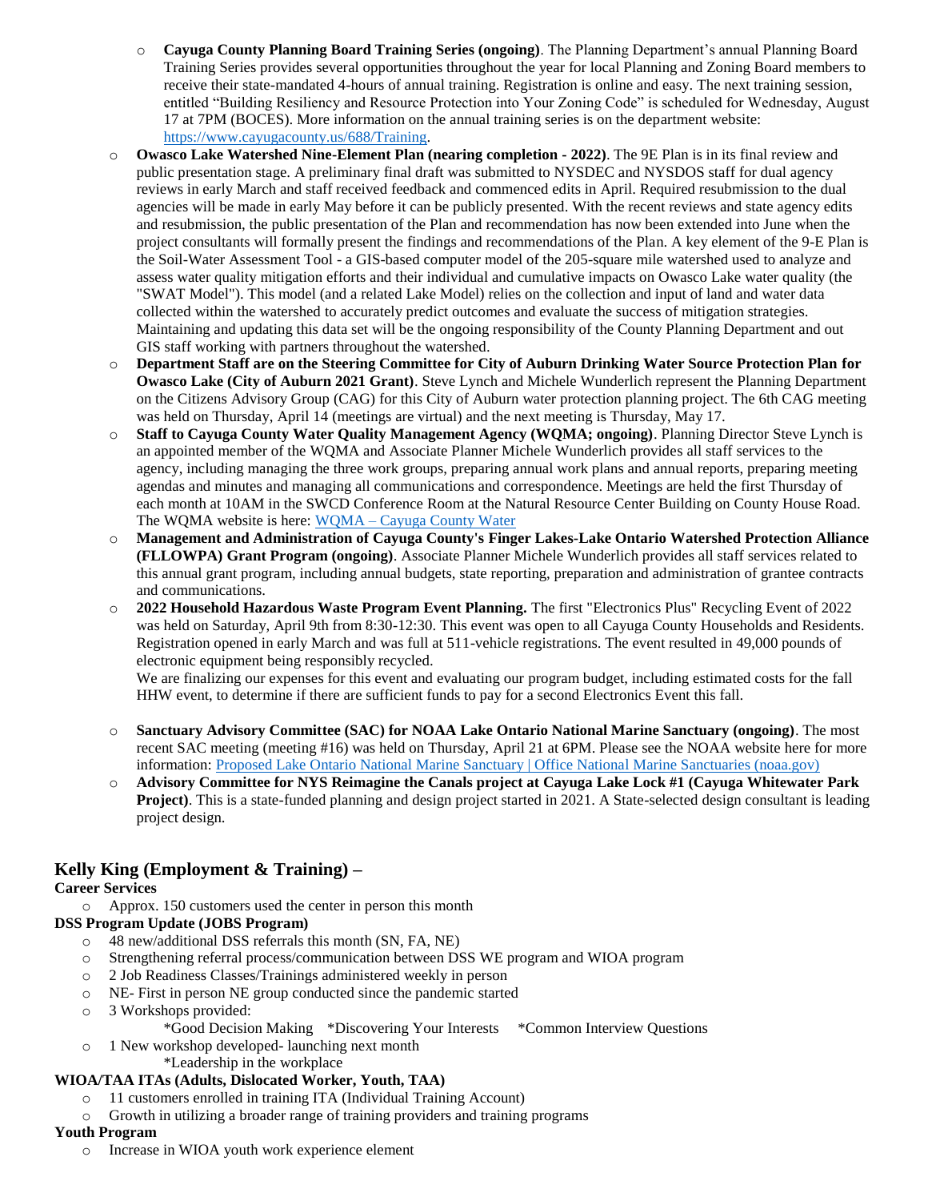- **Cayuga County Planning Board Training Series (ongoing)**. The Planning Department's annual Planning Board Training Series provides several opportunities throughout the year for local Planning and Zoning Board members to receive their state-mandated 4-hours of annual training. Registration is online and easy. The next training session, entitled "Building Resiliency and Resource Protection into Your Zoning Code" is scheduled for Wednesday, August 17 at 7PM (BOCES). More information on the annual training series is on the department website: https://www.cayugacounty.us/688/Training.
- **Owasco Lake Watershed Nine-Element Plan (nearing completion - 2022)**. The 9E Plan is in its final review and public presentation stage. A preliminary final draft was submitted to NYSDEC and NYSDOS staff for dual agency reviews in early March and staff received feedback and commenced edits in April. Required resubmission to the dual agencies will be made in early May before it can be publicly presented. With the recent reviews and state agency edits and resubmission, the public presentation of the Plan and recommendation has now been extended into June when the project consultants will formally present the findings and recommendations of the Plan. A key element of the 9-E Plan is the Soil-Water Assessment Tool - a GIS-based computer model of the 205-square mile watershed used to analyze and assess water quality mitigation efforts and their individual and cumulative impacts on Owasco Lake water quality (the "SWAT Model"). This model (and a related Lake Model) relies on the collection and input of land and water data collected within the watershed to accurately predict outcomes and evaluate the success of mitigation strategies. Maintaining and updating this data set will be the ongoing responsibility of the County Planning Department and out GIS staff working with partners throughout the watershed.
- **Department Staff are on the Steering Committee for City of Auburn Drinking Water Source Protection Plan for Owasco Lake (City of Auburn 2021 Grant)**. Steve Lynch and Michele Wunderlich represent the Planning Department on the Citizens Advisory Group (CAG) for this City of Auburn water protection planning project. The 6th CAG meeting was held on Thursday, April 14 (meetings are virtual) and the next meeting is Thursday, May 17.
- **Staff to Cayuga County Water Quality Management Agency (WQMA; ongoing)**. Planning Director Steve Lynch is an appointed member of the WQMA and Associate Planner Michele Wunderlich provides all staff services to the agency, including managing the three work groups, preparing annual work plans and annual reports, preparing meeting agendas and minutes and managing all communications and correspondence. Meetings are held the first Thursday of each month at 10AM in the SWCD Conference Room at the Natural Resource Center Building on County House Road. The WQMA website is here: WQMA – Cayuga County Water
- **Management and Administration of Cayuga County's Finger Lakes-Lake Ontario Watershed Protection Alliance (FLLOWPA) Grant Program (ongoing)**. Associate Planner Michele Wunderlich provides all staff services related to this annual grant program, including annual budgets, state reporting, preparation and administration of grantee contracts and communications.
- **2022 Household Hazardous Waste Program Event Planning.** The first "Electronics Plus" Recycling Event of 2022 was held on Saturday, April 9th from 8:30-12:30. This event was open to all Cayuga County Households and Residents. Registration opened in early March and was full at 511-vehicle registrations. The event resulted in 49,000 pounds of electronic equipment being responsibly recycled.
  We are finalizing our expenses for this event and evaluating our program budget, including estimated costs for the fall HHW event, to determine if there are sufficient funds to pay for a second Electronics Event this fall.
- **Sanctuary Advisory Committee (SAC) for NOAA Lake Ontario National Marine Sanctuary (ongoing)**. The most recent SAC meeting (meeting #16) was held on Thursday, April 21 at 6PM. Please see the NOAA website here for more information: Proposed Lake Ontario National Marine Sanctuary | Office National Marine Sanctuaries (noaa.gov)
- **Advisory Committee for NYS Reimagine the Canals project at Cayuga Lake Lock #1 (Cayuga Whitewater Park Project)**. This is a state-funded planning and design project started in 2021. A State-selected design consultant is leading project design.

## Kelly King (Employment & Training) –

**Career Services**

- Approx. 150 customers used the center in person this month

**DSS Program Update (JOBS Program)**

- 48 new/additional DSS referrals this month (SN, FA, NE)
- Strengthening referral process/communication between DSS WE program and WIOA program
- 2 Job Readiness Classes/Trainings administered weekly in person
- NE- First in person NE group conducted since the pandemic started
- 3 Workshops provided:
  *Good Decision Making *Discovering Your Interests *Common Interview Questions
- 1 New workshop developed- launching next month
  *Leadership in the workplace

**WIOA/TAA ITAs (Adults, Dislocated Worker, Youth, TAA)**

- 11 customers enrolled in training ITA (Individual Training Account)
- Growth in utilizing a broader range of training providers and training programs

**Youth Program**

- Increase in WIOA youth work experience element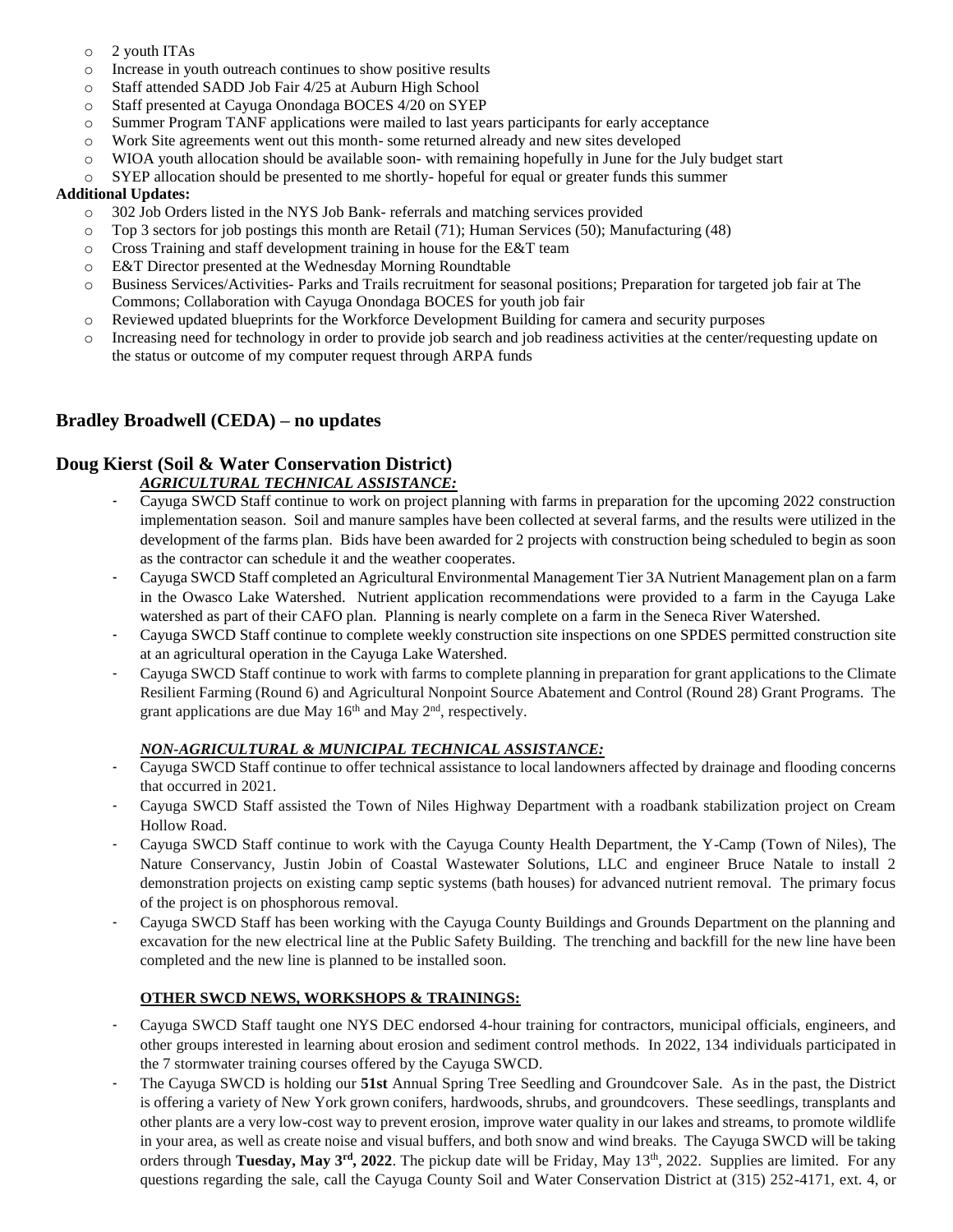- 2 youth ITAs
- Increase in youth outreach continues to show positive results
- Staff attended SADD Job Fair 4/25 at Auburn High School
- Staff presented at Cayuga Onondaga BOCES 4/20 on SYEP
- Summer Program TANF applications were mailed to last years participants for early acceptance
- Work Site agreements went out this month- some returned already and new sites developed
- WIOA youth allocation should be available soon- with remaining hopefully in June for the July budget start
- SYEP allocation should be presented to me shortly- hopeful for equal or greater funds this summer

**Additional Updates:**

- 302 Job Orders listed in the NYS Job Bank- referrals and matching services provided
- Top 3 sectors for job postings this month are Retail (71); Human Services (50); Manufacturing (48)
- Cross Training and staff development training in house for the E&T team
- E&T Director presented at the Wednesday Morning Roundtable
- Business Services/Activities- Parks and Trails recruitment for seasonal positions; Preparation for targeted job fair at The Commons; Collaboration with Cayuga Onondaga BOCES for youth job fair
- Reviewed updated blueprints for the Workforce Development Building for camera and security purposes
- Increasing need for technology in order to provide job search and job readiness activities at the center/requesting update on the status or outcome of my computer request through ARPA funds

## Bradley Broadwell (CEDA) – no updates

## Doug Kierst (Soil & Water Conservation District)

***AGRICULTURAL TECHNICAL ASSISTANCE:***

- Cayuga SWCD Staff continue to work on project planning with farms in preparation for the upcoming 2022 construction implementation season. Soil and manure samples have been collected at several farms, and the results were utilized in the development of the farms plan. Bids have been awarded for 2 projects with construction being scheduled to begin as soon as the contractor can schedule it and the weather cooperates.
- Cayuga SWCD Staff completed an Agricultural Environmental Management Tier 3A Nutrient Management plan on a farm in the Owasco Lake Watershed. Nutrient application recommendations were provided to a farm in the Cayuga Lake watershed as part of their CAFO plan. Planning is nearly complete on a farm in the Seneca River Watershed.
- Cayuga SWCD Staff continue to complete weekly construction site inspections on one SPDES permitted construction site at an agricultural operation in the Cayuga Lake Watershed.
- Cayuga SWCD Staff continue to work with farms to complete planning in preparation for grant applications to the Climate Resilient Farming (Round 6) and Agricultural Nonpoint Source Abatement and Control (Round 28) Grant Programs. The grant applications are due May 16th and May 2nd, respectively.

***NON-AGRICULTURAL & MUNICIPAL TECHNICAL ASSISTANCE:***

- Cayuga SWCD Staff continue to offer technical assistance to local landowners affected by drainage and flooding concerns that occurred in 2021.
- Cayuga SWCD Staff assisted the Town of Niles Highway Department with a roadbank stabilization project on Cream Hollow Road.
- Cayuga SWCD Staff continue to work with the Cayuga County Health Department, the Y-Camp (Town of Niles), The Nature Conservancy, Justin Jobin of Coastal Wastewater Solutions, LLC and engineer Bruce Natale to install 2 demonstration projects on existing camp septic systems (bath houses) for advanced nutrient removal. The primary focus of the project is on phosphorous removal.
- Cayuga SWCD Staff has been working with the Cayuga County Buildings and Grounds Department on the planning and excavation for the new electrical line at the Public Safety Building. The trenching and backfill for the new line have been completed and the new line is planned to be installed soon.

**OTHER SWCD NEWS, WORKSHOPS & TRAININGS:**

- Cayuga SWCD Staff taught one NYS DEC endorsed 4-hour training for contractors, municipal officials, engineers, and other groups interested in learning about erosion and sediment control methods. In 2022, 134 individuals participated in the 7 stormwater training courses offered by the Cayuga SWCD.
- The Cayuga SWCD is holding our **51st** Annual Spring Tree Seedling and Groundcover Sale. As in the past, the District is offering a variety of New York grown conifers, hardwoods, shrubs, and groundcovers. These seedlings, transplants and other plants are a very low-cost way to prevent erosion, improve water quality in our lakes and streams, to promote wildlife in your area, as well as create noise and visual buffers, and both snow and wind breaks. The Cayuga SWCD will be taking orders through **Tuesday, May 3rd, 2022**. The pickup date will be Friday, May 13th, 2022. Supplies are limited. For any questions regarding the sale, call the Cayuga County Soil and Water Conservation District at (315) 252-4171, ext. 4, or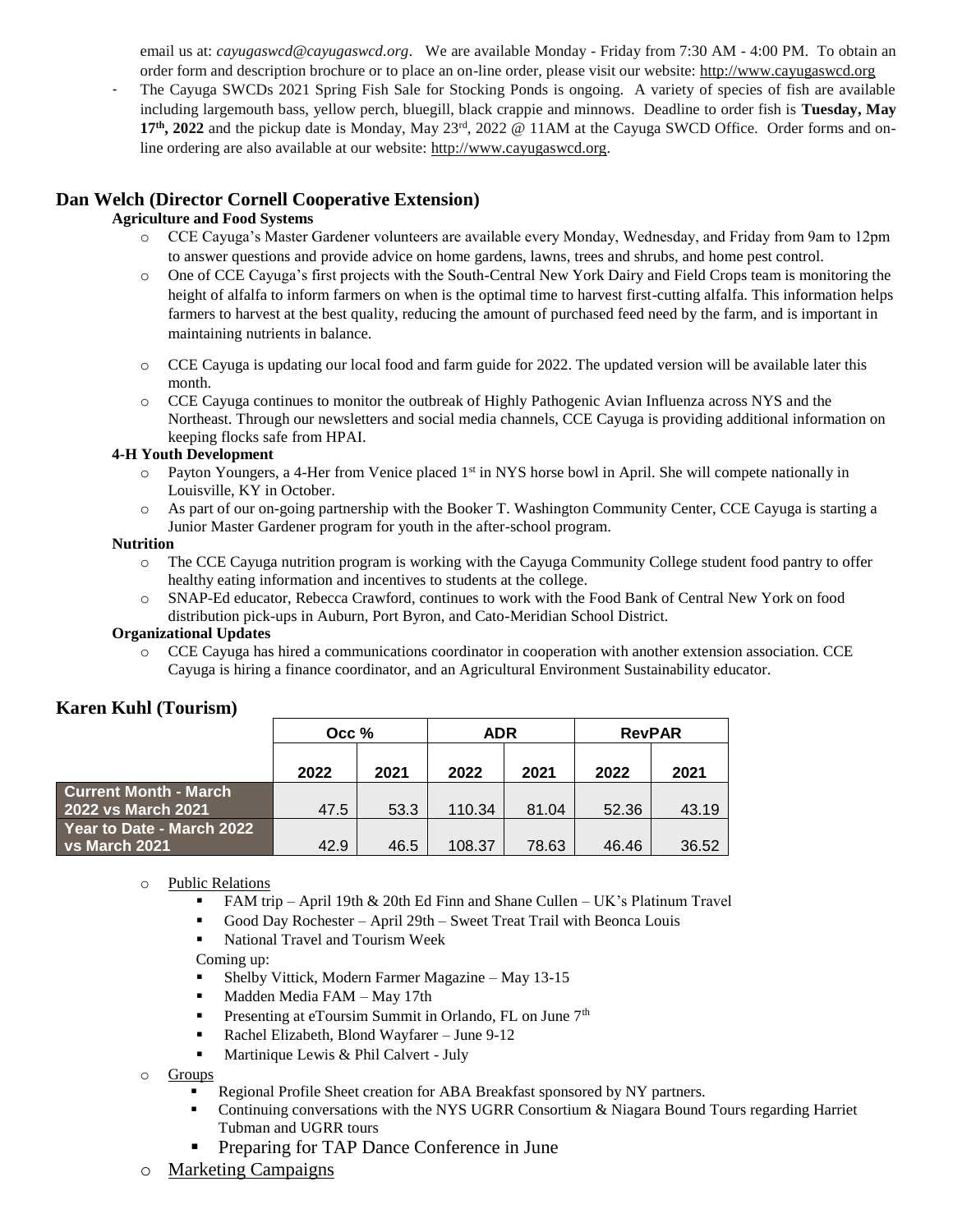email us at: *cayugaswcd@cayugaswcd.org*. We are available Monday - Friday from 7:30 AM - 4:00 PM. To obtain an order form and description brochure or to place an on-line order, please visit our website: http://www.cayugaswcd.org

- The Cayuga SWCDs 2021 Spring Fish Sale for Stocking Ponds is ongoing. A variety of species of fish are available including largemouth bass, yellow perch, bluegill, black crappie and minnows. Deadline to order fish is **Tuesday, May 17th, 2022** and the pickup date is Monday, May 23rd, 2022 @ 11AM at the Cayuga SWCD Office. Order forms and on-line ordering are also available at our website: http://www.cayugaswcd.org.

## Dan Welch (Director Cornell Cooperative Extension)

**Agriculture and Food Systems**

- CCE Cayuga's Master Gardener volunteers are available every Monday, Wednesday, and Friday from 9am to 12pm to answer questions and provide advice on home gardens, lawns, trees and shrubs, and home pest control.
- One of CCE Cayuga's first projects with the South-Central New York Dairy and Field Crops team is monitoring the height of alfalfa to inform farmers on when is the optimal time to harvest first-cutting alfalfa. This information helps farmers to harvest at the best quality, reducing the amount of purchased feed need by the farm, and is important in maintaining nutrients in balance.
- CCE Cayuga is updating our local food and farm guide for 2022. The updated version will be available later this month.
- CCE Cayuga continues to monitor the outbreak of Highly Pathogenic Avian Influenza across NYS and the Northeast. Through our newsletters and social media channels, CCE Cayuga is providing additional information on keeping flocks safe from HPAI.

**4-H Youth Development**

- Payton Youngers, a 4-Her from Venice placed 1st in NYS horse bowl in April. She will compete nationally in Louisville, KY in October.
- As part of our on-going partnership with the Booker T. Washington Community Center, CCE Cayuga is starting a Junior Master Gardener program for youth in the after-school program.

**Nutrition**

- The CCE Cayuga nutrition program is working with the Cayuga Community College student food pantry to offer healthy eating information and incentives to students at the college.
- SNAP-Ed educator, Rebecca Crawford, continues to work with the Food Bank of Central New York on food distribution pick-ups in Auburn, Port Byron, and Cato-Meridian School District.

**Organizational Updates**

- CCE Cayuga has hired a communications coordinator in cooperation with another extension association. CCE Cayuga is hiring a finance coordinator, and an Agricultural Environment Sustainability educator.

## Karen Kuhl (Tourism)

| | Occ % | | ADR | | RevPAR | |
|---|---|---|---|---|---|---|
| | 2022 | 2021 | 2022 | 2021 | 2022 | 2021 |
| Current Month - March 2022 vs March 2021 | 47.5 | 53.3 | 110.34 | 81.04 | 52.36 | 43.19 |
| Year to Date - March 2022 vs March 2021 | 42.9 | 46.5 | 108.37 | 78.63 | 46.46 | 36.52 |

- Public Relations
  - FAM trip – April 19th & 20th Ed Finn and Shane Cullen – UK's Platinum Travel
  - Good Day Rochester – April 29th – Sweet Treat Trail with Beonca Louis
  - National Travel and Tourism Week

  Coming up:
  - Shelby Vittick, Modern Farmer Magazine – May 13-15
  - Madden Media FAM – May 17th
  - Presenting at eToursim Summit in Orlando, FL on June 7th
  - Rachel Elizabeth, Blond Wayfarer – June 9-12
  - Martinique Lewis & Phil Calvert - July
- Groups
  - Regional Profile Sheet creation for ABA Breakfast sponsored by NY partners.
  - Continuing conversations with the NYS UGRR Consortium & Niagara Bound Tours regarding Harriet Tubman and UGRR tours
  - Preparing for TAP Dance Conference in June
- Marketing Campaigns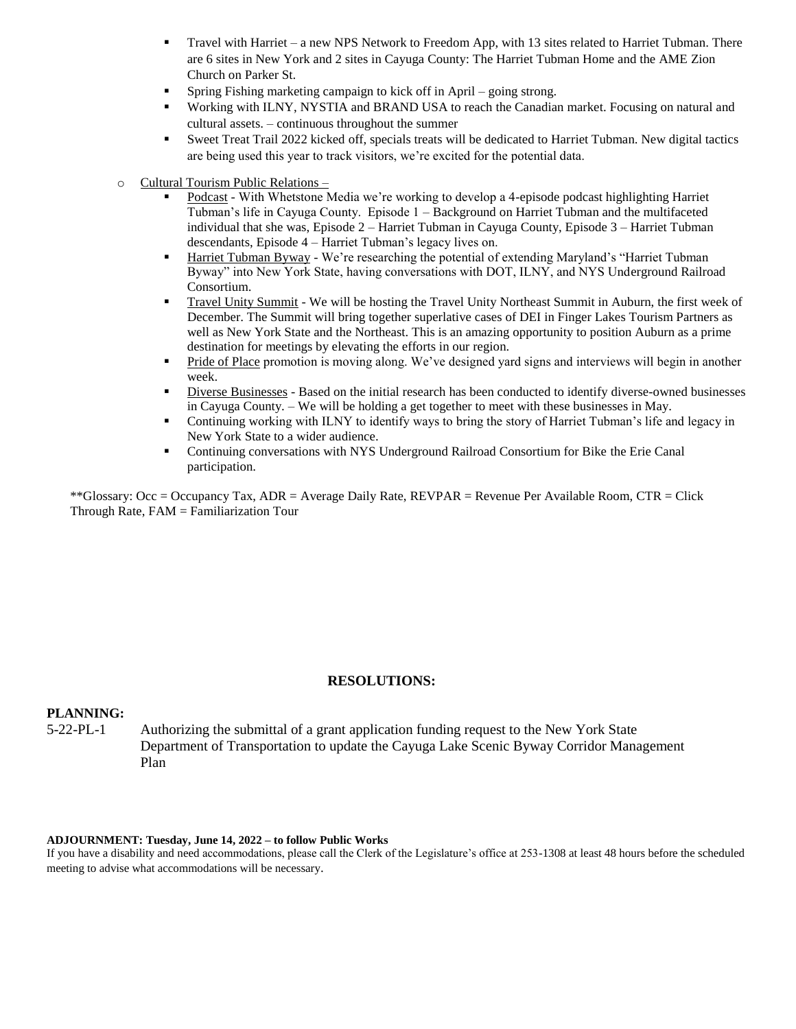- Travel with Harriet – a new NPS Network to Freedom App, with 13 sites related to Harriet Tubman. There are 6 sites in New York and 2 sites in Cayuga County: The Harriet Tubman Home and the AME Zion Church on Parker St.
- Spring Fishing marketing campaign to kick off in April – going strong.
- Working with ILNY, NYSTIA and BRAND USA to reach the Canadian market. Focusing on natural and cultural assets. – continuous throughout the summer
- Sweet Treat Trail 2022 kicked off, specials treats will be dedicated to Harriet Tubman. New digital tactics are being used this year to track visitors, we're excited for the potential data.

- Cultural Tourism Public Relations –
  - Podcast - With Whetstone Media we're working to develop a 4-episode podcast highlighting Harriet Tubman's life in Cayuga County. Episode 1 – Background on Harriet Tubman and the multifaceted individual that she was, Episode 2 – Harriet Tubman in Cayuga County, Episode 3 – Harriet Tubman descendants, Episode 4 – Harriet Tubman's legacy lives on.
  - Harriet Tubman Byway - We're researching the potential of extending Maryland's "Harriet Tubman Byway" into New York State, having conversations with DOT, ILNY, and NYS Underground Railroad Consortium.
  - Travel Unity Summit - We will be hosting the Travel Unity Northeast Summit in Auburn, the first week of December. The Summit will bring together superlative cases of DEI in Finger Lakes Tourism Partners as well as New York State and the Northeast. This is an amazing opportunity to position Auburn as a prime destination for meetings by elevating the efforts in our region.
  - Pride of Place promotion is moving along. We've designed yard signs and interviews will begin in another week.
  - Diverse Businesses - Based on the initial research has been conducted to identify diverse-owned businesses in Cayuga County. – We will be holding a get together to meet with these businesses in May.
  - Continuing working with ILNY to identify ways to bring the story of Harriet Tubman's life and legacy in New York State to a wider audience.
  - Continuing conversations with NYS Underground Railroad Consortium for Bike the Erie Canal participation.

**Glossary: Occ = Occupancy Tax, ADR = Average Daily Rate, REVPAR = Revenue Per Available Room, CTR = Click Through Rate, FAM = Familiarization Tour

## RESOLUTIONS:

**PLANNING:**

5-22-PL-1 Authorizing the submittal of a grant application funding request to the New York State Department of Transportation to update the Cayuga Lake Scenic Byway Corridor Management Plan

**ADJOURNMENT: Tuesday, June 14, 2022 – to follow Public Works**

If you have a disability and need accommodations, please call the Clerk of the Legislature's office at 253-1308 at least 48 hours before the scheduled meeting to advise what accommodations will be necessary.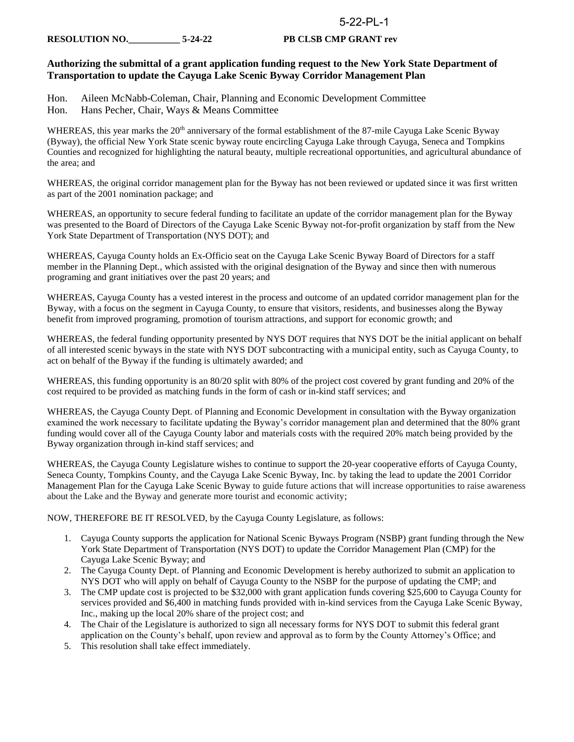5-22-PL-1

**RESOLUTION NO.__________ 5-24-22 PB CLSB CMP GRANT rev**

**Authorizing the submittal of a grant application funding request to the New York State Department of Transportation to update the Cayuga Lake Scenic Byway Corridor Management Plan**

Hon. Aileen McNabb-Coleman, Chair, Planning and Economic Development Committee
Hon. Hans Pecher, Chair, Ways & Means Committee

WHEREAS, this year marks the 20th anniversary of the formal establishment of the 87-mile Cayuga Lake Scenic Byway (Byway), the official New York State scenic byway route encircling Cayuga Lake through Cayuga, Seneca and Tompkins Counties and recognized for highlighting the natural beauty, multiple recreational opportunities, and agricultural abundance of the area; and

WHEREAS, the original corridor management plan for the Byway has not been reviewed or updated since it was first written as part of the 2001 nomination package; and

WHEREAS, an opportunity to secure federal funding to facilitate an update of the corridor management plan for the Byway was presented to the Board of Directors of the Cayuga Lake Scenic Byway not-for-profit organization by staff from the New York State Department of Transportation (NYS DOT); and

WHEREAS, Cayuga County holds an Ex-Officio seat on the Cayuga Lake Scenic Byway Board of Directors for a staff member in the Planning Dept., which assisted with the original designation of the Byway and since then with numerous programing and grant initiatives over the past 20 years; and

WHEREAS, Cayuga County has a vested interest in the process and outcome of an updated corridor management plan for the Byway, with a focus on the segment in Cayuga County, to ensure that visitors, residents, and businesses along the Byway benefit from improved programing, promotion of tourism attractions, and support for economic growth; and

WHEREAS, the federal funding opportunity presented by NYS DOT requires that NYS DOT be the initial applicant on behalf of all interested scenic byways in the state with NYS DOT subcontracting with a municipal entity, such as Cayuga County, to act on behalf of the Byway if the funding is ultimately awarded; and

WHEREAS, this funding opportunity is an 80/20 split with 80% of the project cost covered by grant funding and 20% of the cost required to be provided as matching funds in the form of cash or in-kind staff services; and

WHEREAS, the Cayuga County Dept. of Planning and Economic Development in consultation with the Byway organization examined the work necessary to facilitate updating the Byway's corridor management plan and determined that the 80% grant funding would cover all of the Cayuga County labor and materials costs with the required 20% match being provided by the Byway organization through in-kind staff services; and

WHEREAS, the Cayuga County Legislature wishes to continue to support the 20-year cooperative efforts of Cayuga County, Seneca County, Tompkins County, and the Cayuga Lake Scenic Byway, Inc. by taking the lead to update the 2001 Corridor Management Plan for the Cayuga Lake Scenic Byway to guide future actions that will increase opportunities to raise awareness about the Lake and the Byway and generate more tourist and economic activity;

NOW, THEREFORE BE IT RESOLVED, by the Cayuga County Legislature, as follows:

1. Cayuga County supports the application for National Scenic Byways Program (NSBP) grant funding through the New York State Department of Transportation (NYS DOT) to update the Corridor Management Plan (CMP) for the Cayuga Lake Scenic Byway; and
2. The Cayuga County Dept. of Planning and Economic Development is hereby authorized to submit an application to NYS DOT who will apply on behalf of Cayuga County to the NSBP for the purpose of updating the CMP; and
3. The CMP update cost is projected to be $32,000 with grant application funds covering $25,600 to Cayuga County for services provided and $6,400 in matching funds provided with in-kind services from the Cayuga Lake Scenic Byway, Inc., making up the local 20% share of the project cost; and
4. The Chair of the Legislature is authorized to sign all necessary forms for NYS DOT to submit this federal grant application on the County's behalf, upon review and approval as to form by the County Attorney's Office; and
5. This resolution shall take effect immediately.